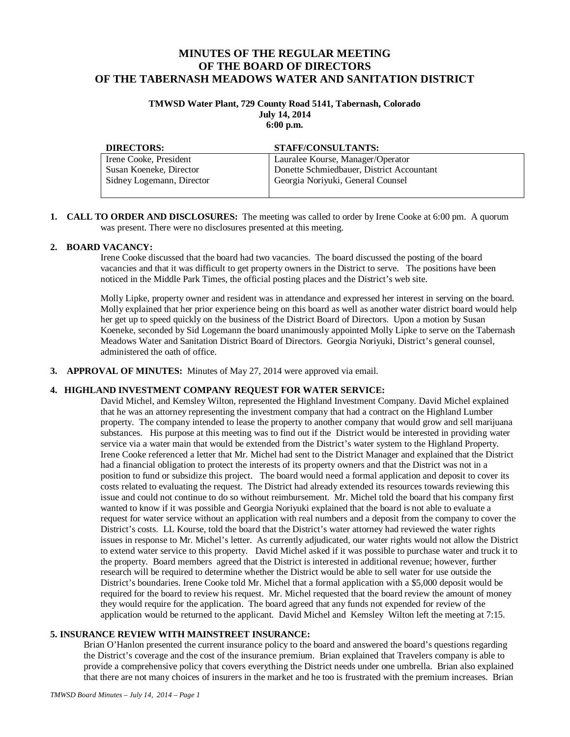# MINUTES OF THE REGULAR MEETING OF THE BOARD OF DIRECTORS OF THE TABERNASH MEADOWS WATER AND SANITATION DISTRICT

**TMWSD Water Plant, 729 County Road 5141, Tabernash, Colorado**
**July 14, 2014**
**6:00 p.m.**

| DIRECTORS: | STAFF/CONSULTANTS: |
|---|---|
| Irene Cooke, President<br>Susan Koeneke, Director<br>Sidney Logemann, Director | Lauralee Kourse, Manager/Operator<br>Donette Schmiedbauer, District Accountant<br>Georgia Noriyuki, General Counsel |

**1. CALL TO ORDER AND DISCLOSURES:** The meeting was called to order by Irene Cooke at 6:00 pm. A quorum was present. There were no disclosures presented at this meeting.

**2. BOARD VACANCY:**

Irene Cooke discussed that the board had two vacancies. The board discussed the posting of the board vacancies and that it was difficult to get property owners in the District to serve. The positions have been noticed in the Middle Park Times, the official posting places and the District's web site.

Molly Lipke, property owner and resident was in attendance and expressed her interest in serving on the board. Molly explained that her prior experience being on this board as well as another water district board would help her get up to speed quickly on the business of the District Board of Directors. Upon a motion by Susan Koeneke, seconded by Sid Logemann the board unanimously appointed Molly Lipke to serve on the Tabernash Meadows Water and Sanitation District Board of Directors. Georgia Noriyuki, District's general counsel, administered the oath of office.

**3. APPROVAL OF MINUTES:** Minutes of May 27, 2014 were approved via email.

**4. HIGHLAND INVESTMENT COMPANY REQUEST FOR WATER SERVICE:**

David Michel, and Kemsley Wilton, represented the Highland Investment Company. David Michel explained that he was an attorney representing the investment company that had a contract on the Highland Lumber property. The company intended to lease the property to another company that would grow and sell marijuana substances. His purpose at this meeting was to find out if the District would be interested in providing water service via a water main that would be extended from the District's water system to the Highland Property. Irene Cooke referenced a letter that Mr. Michel had sent to the District Manager and explained that the District had a financial obligation to protect the interests of its property owners and that the District was not in a position to fund or subsidize this project. The board would need a formal application and deposit to cover its costs related to evaluating the request. The District had already extended its resources towards reviewing this issue and could not continue to do so without reimbursement. Mr. Michel told the board that his company first wanted to know if it was possible and Georgia Noriyuki explained that the board is not able to evaluate a request for water service without an application with real numbers and a deposit from the company to cover the District's costs. LL Kourse, told the board that the District's water attorney had reviewed the water rights issues in response to Mr. Michel's letter. As currently adjudicated, our water rights would not allow the District to extend water service to this property. David Michel asked if it was possible to purchase water and truck it to the property. Board members agreed that the District is interested in additional revenue; however, further research will be required to determine whether the District would be able to sell water for use outside the District's boundaries. Irene Cooke told Mr. Michel that a formal application with a $5,000 deposit would be required for the board to review his request. Mr. Michel requested that the board review the amount of money they would require for the application. The board agreed that any funds not expended for review of the application would be returned to the applicant. David Michel and Kemsley Wilton left the meeting at 7:15.

**5. INSURANCE REVIEW WITH MAINSTREET INSURANCE:**

Brian O'Hanlon presented the current insurance policy to the board and answered the board's questions regarding the District's coverage and the cost of the insurance premium. Brian explained that Travelers company is able to provide a comprehensive policy that covers everything the District needs under one umbrella. Brian also explained that there are not many choices of insurers in the market and he too is frustrated with the premium increases. Brian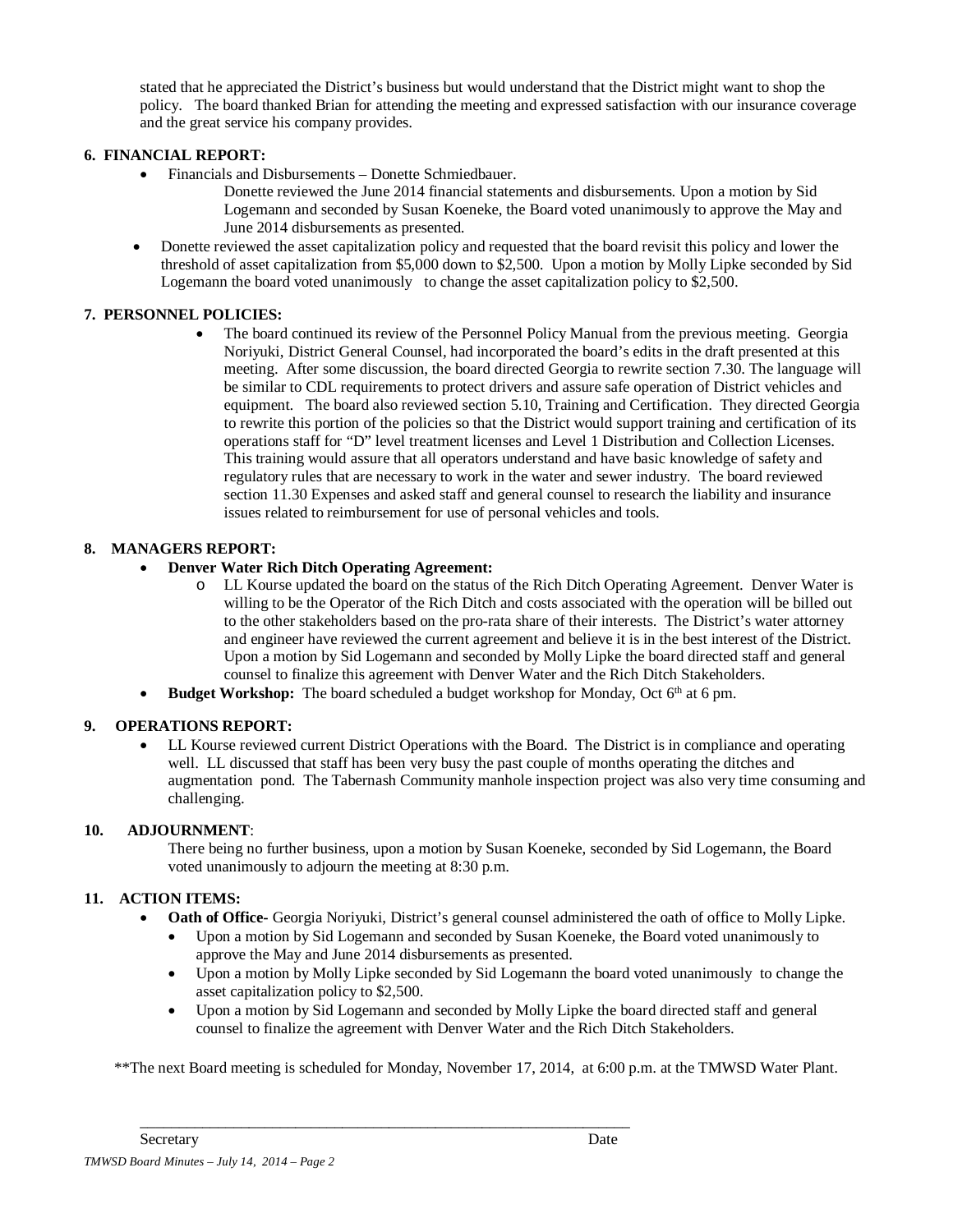stated that he appreciated the District's business but would understand that the District might want to shop the policy. The board thanked Brian for attending the meeting and expressed satisfaction with our insurance coverage and the great service his company provides.

**6. FINANCIAL REPORT:**

- Financials and Disbursements – Donette Schmiedbauer.
  Donette reviewed the June 2014 financial statements and disbursements. Upon a motion by Sid Logemann and seconded by Susan Koeneke, the Board voted unanimously to approve the May and June 2014 disbursements as presented.
- Donette reviewed the asset capitalization policy and requested that the board revisit this policy and lower the threshold of asset capitalization from $5,000 down to $2,500. Upon a motion by Molly Lipke seconded by Sid Logemann the board voted unanimously to change the asset capitalization policy to $2,500.

**7. PERSONNEL POLICIES:**

- The board continued its review of the Personnel Policy Manual from the previous meeting. Georgia Noriyuki, District General Counsel, had incorporated the board's edits in the draft presented at this meeting. After some discussion, the board directed Georgia to rewrite section 7.30. The language will be similar to CDL requirements to protect drivers and assure safe operation of District vehicles and equipment. The board also reviewed section 5.10, Training and Certification. They directed Georgia to rewrite this portion of the policies so that the District would support training and certification of its operations staff for "D" level treatment licenses and Level 1 Distribution and Collection Licenses. This training would assure that all operators understand and have basic knowledge of safety and regulatory rules that are necessary to work in the water and sewer industry. The board reviewed section 11.30 Expenses and asked staff and general counsel to research the liability and insurance issues related to reimbursement for use of personal vehicles and tools.

**8. MANAGERS REPORT:**

- **Denver Water Rich Ditch Operating Agreement:**
  - LL Kourse updated the board on the status of the Rich Ditch Operating Agreement. Denver Water is willing to be the Operator of the Rich Ditch and costs associated with the operation will be billed out to the other stakeholders based on the pro-rata share of their interests. The District's water attorney and engineer have reviewed the current agreement and believe it is in the best interest of the District. Upon a motion by Sid Logemann and seconded by Molly Lipke the board directed staff and general counsel to finalize this agreement with Denver Water and the Rich Ditch Stakeholders.
- **Budget Workshop:** The board scheduled a budget workshop for Monday, Oct 6th at 6 pm.

**9. OPERATIONS REPORT:**

- LL Kourse reviewed current District Operations with the Board. The District is in compliance and operating well. LL discussed that staff has been very busy the past couple of months operating the ditches and augmentation pond. The Tabernash Community manhole inspection project was also very time consuming and challenging.

**10. ADJOURNMENT**:

There being no further business, upon a motion by Susan Koeneke, seconded by Sid Logemann, the Board voted unanimously to adjourn the meeting at 8:30 p.m.

**11. ACTION ITEMS:**

- **Oath of Office-** Georgia Noriyuki, District's general counsel administered the oath of office to Molly Lipke.
  - Upon a motion by Sid Logemann and seconded by Susan Koeneke, the Board voted unanimously to approve the May and June 2014 disbursements as presented.
  - Upon a motion by Molly Lipke seconded by Sid Logemann the board voted unanimously to change the asset capitalization policy to $2,500.
  - Upon a motion by Sid Logemann and seconded by Molly Lipke the board directed staff and general counsel to finalize the agreement with Denver Water and the Rich Ditch Stakeholders.

**The next Board meeting is scheduled for Monday, November 17, 2014, at 6:00 p.m. at the TMWSD Water Plant.

\_\_\_\_\_\_\_\_\_\_\_\_\_\_\_\_\_\_\_\_\_\_\_\_\_\_\_\_\_\_\_\_\_\_\_\_\_\_\_\_\_\_\_\_\_\_\_\_\_\_\_\_\_\_\_\_\_\_\_\_\_\_

Secretary Date